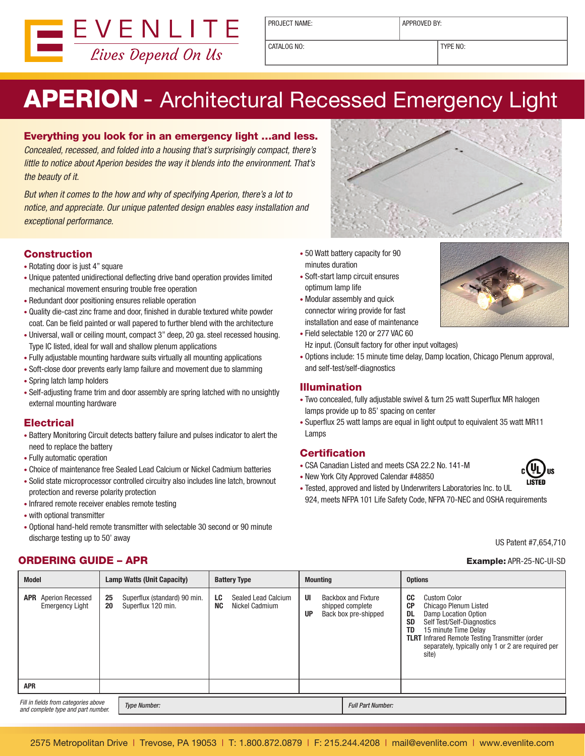EVENLITE
*Lives Depend On Us*

| PROJECT NAME: | APPROVED BY: |
|---|---|
| CATALOG NO: | TYPE NO: |

# APERION - Architectural Recessed Emergency Light

### Everything you look for in an emergency light ...and less.

*Concealed, recessed, and folded into a housing that's surprisingly compact, there's little to notice about Aperion besides the way it blends into the environment. That's the beauty of it.*

*But when it comes to the how and why of specifying Aperion, there's a lot to notice, and appreciate. Our unique patented design enables easy installation and exceptional performance.*

## Construction

- Rotating door is just 4" square
- Unique patented unidirectional deflecting drive band operation provides limited mechanical movement ensuring trouble free operation
- Redundant door positioning ensures reliable operation
- Quality die-cast zinc frame and door, finished in durable textured white powder coat. Can be field painted or wall papered to further blend with the architecture
- Universal, wall or ceiling mount, compact 3" deep, 20 ga. steel recessed housing. Type IC listed, ideal for wall and shallow plenum applications
- Fully adjustable mounting hardware suits virtually all mounting applications
- Soft-close door prevents early lamp failure and movement due to slamming
- Spring latch lamp holders
- Self-adjusting frame trim and door assembly are spring latched with no unsightly external mounting hardware

## Electrical

- Battery Monitoring Circuit detects battery failure and pulses indicator to alert the need to replace the battery
- Fully automatic operation
- Choice of maintenance free Sealed Lead Calcium or Nickel Cadmium batteries
- Solid state microprocessor controlled circuitry also includes line latch, brownout protection and reverse polarity protection
- Infrared remote receiver enables remote testing
- with optional transmitter
- Optional hand-held remote transmitter with selectable 30 second or 90 minute discharge testing up to 50' away
- 50 Watt battery capacity for 90 minutes duration
- Soft-start lamp circuit ensures optimum lamp life
- Modular assembly and quick connector wiring provide for fast installation and ease of maintenance
- Field selectable 120 or 277 VAC 60 Hz input. (Consult factory for other input voltages)
- Options include: 15 minute time delay, Damp location, Chicago Plenum approval, and self-test/self-diagnostics

## Illumination

- Two concealed, fully adjustable swivel & turn 25 watt Superflux MR halogen lamps provide up to 85' spacing on center
- Superflux 25 watt lamps are equal in light output to equivalent 35 watt MR11 Lamps

## Certification

- CSA Canadian Listed and meets CSA 22.2 No. 141-M
- New York City Approved Calendar #48850
- Tested, approved and listed by Underwriters Laboratories Inc. to UL 924, meets NFPA 101 Life Safety Code, NFPA 70-NEC and OSHA requirements

c UL us LISTED

US Patent #7,654,710

## ORDERING GUIDE – APR

**Example:** APR-25-NC-UI-SD

| Model | Lamp Watts (Unit Capacity) | Battery Type | Mounting | Options |
|---|---|---|---|---|
| **APR** Aperion Recessed Emergency Light | **25** Superflux (standard) 90 min.<br>**20** Superflux 120 min. | **LC** Sealed Lead Calcium<br>**NC** Nickel Cadmium | **UI** Backbox and Fixture shipped complete<br>**UP** Back box pre-shipped | **CC** Custom Color<br>**CP** Chicago Plenum Listed<br>**DL** Damp Location Option<br>**SD** Self Test/Self-Diagnostics<br>**TD** 15 minute Time Delay<br>**TLRT** Infrared Remote Testing Transmitter (order separately, typically only 1 or 2 are required per site) |
| **APR** | | | | |

*Fill in fields from categories above and complete type and part number.* | *Type Number:* | *Full Part Number:*

2575 Metropolitan Drive | Trevose, PA 19053 | T: 1.800.872.0879 | F: 215.244.4208 | mail@evenlite.com | www.evenlite.com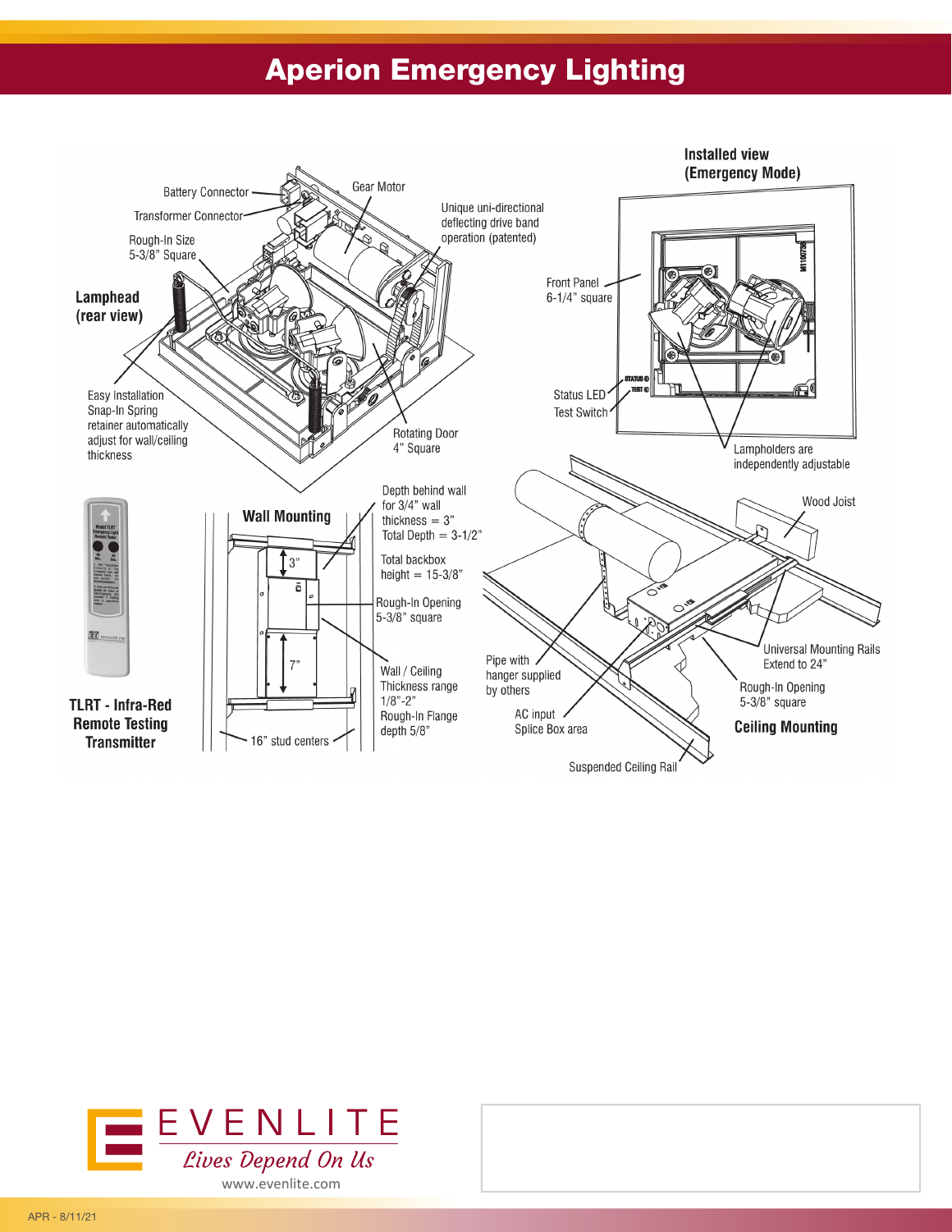# Aperion Emergency Lighting

**Lamphead (rear view)**

Battery Connector

Transformer Connector

Rough-In Size 5-3/8" Square

Gear Motor

Unique uni-directional deflecting drive band operation (patented)

Easy Installation Snap-In Spring retainer automatically adjust for wall/ceiling thickness

Rotating Door 4" Square

**Installed view (Emergency Mode)**

Front Panel 6-1/4" square

Status LED

Test Switch

Lampholders are independently adjustable

**TLRT - Infra-Red Remote Testing Transmitter**

**Wall Mounting**

Depth behind wall for 3/4" wall thickness = 3"

Total Depth = 3-1/2"

Total backbox height = 15-3/8"

Rough-In Opening 5-3/8" square

Wall / Ceiling Thickness range 1/8"-2"

Rough-In Flange depth 5/8"

3"

7"

16" stud centers

**Ceiling Mounting**

Wood Joist

Pipe with hanger supplied by others

AC input Splice Box area

Universal Mounting Rails Extend to 24"

Rough-In Opening 5-3/8" square

Suspended Ceiling Rail

EVENLITE

*Lives Depend On Us*

www.evenlite.com

APR - 8/11/21